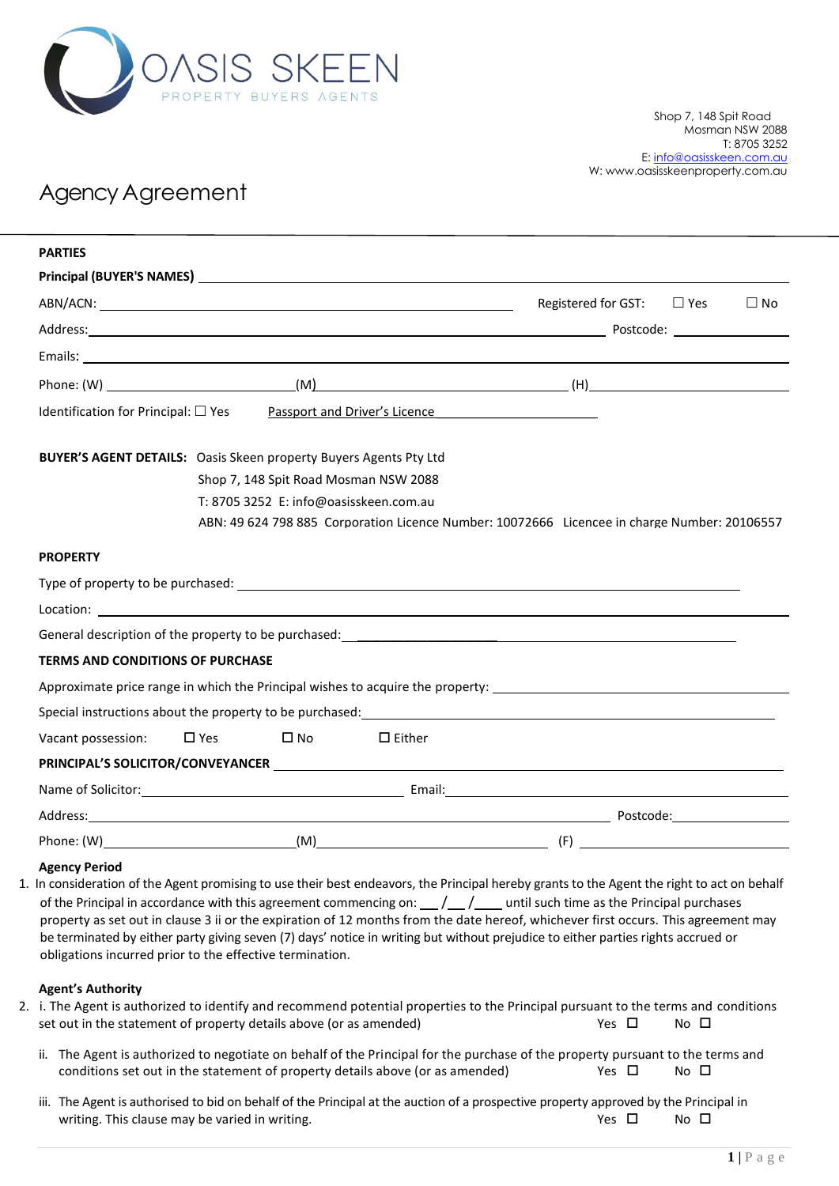OASIS SKEEN
PROPERTY BUYERS AGENTS

Shop 7, 148 Spit Road
Mosman NSW 2088
T: 8705 3252
E: info@oasisskeen.com.au
W: www.oasisskeenproperty.com.au

# Agency Agreement

**PARTIES**

**Principal (BUYER'S NAMES)** ______________________________

ABN/ACN: ______________________________ Registered for GST: ☐ Yes ☐ No

Address: ______________________________ Postcode: __________

Emails: ______________________________

Phone: (W) ______________ (M) ______________ (H) ______________

Identification for Principal: ☐ Yes Passport and Driver's Licence

**BUYER'S AGENT DETAILS:** Oasis Skeen property Buyers Agents Pty Ltd
Shop 7, 148 Spit Road Mosman NSW 2088
T: 8705 3252 E: info@oasisskeen.com.au
ABN: 49 624 798 885 Corporation Licence Number: 10072666 Licencee in charge Number: 20106557

**PROPERTY**

Type of property to be purchased: ______________________________

Location: ______________________________

General description of the property to be purchased: ______________________________

**TERMS AND CONDITIONS OF PURCHASE**

Approximate price range in which the Principal wishes to acquire the property: ______________________________

Special instructions about the property to be purchased: ______________________________

Vacant possession: ☐ Yes ☐ No ☐ Either

**PRINCIPAL'S SOLICITOR/CONVEYANCER** ______________________________

Name of Solicitor: ______________________________ Email: ______________________________

Address: ______________________________ Postcode: __________

Phone: (W) ______________ (M) ______________ (F) ______________

**Agency Period**

1. In consideration of the Agent promising to use their best endeavors, the Principal hereby grants to the Agent the right to act on behalf of the Principal in accordance with this agreement commencing on: __ /__ /___ until such time as the Principal purchases property as set out in clause 3 ii or the expiration of 12 months from the date hereof, whichever first occurs. This agreement may be terminated by either party giving seven (7) days' notice in writing but without prejudice to either parties rights accrued or obligations incurred prior to the effective termination.

**Agent's Authority**

2. i. The Agent is authorized to identify and recommend potential properties to the Principal pursuant to the terms and conditions set out in the statement of property details above (or as amended) Yes ☐ No ☐

   ii. The Agent is authorized to negotiate on behalf of the Principal for the purchase of the property pursuant to the terms and conditions set out in the statement of property details above (or as amended) Yes ☐ No ☐

   iii. The Agent is authorised to bid on behalf of the Principal at the auction of a prospective property approved by the Principal in writing. This clause may be varied in writing. Yes ☐ No ☐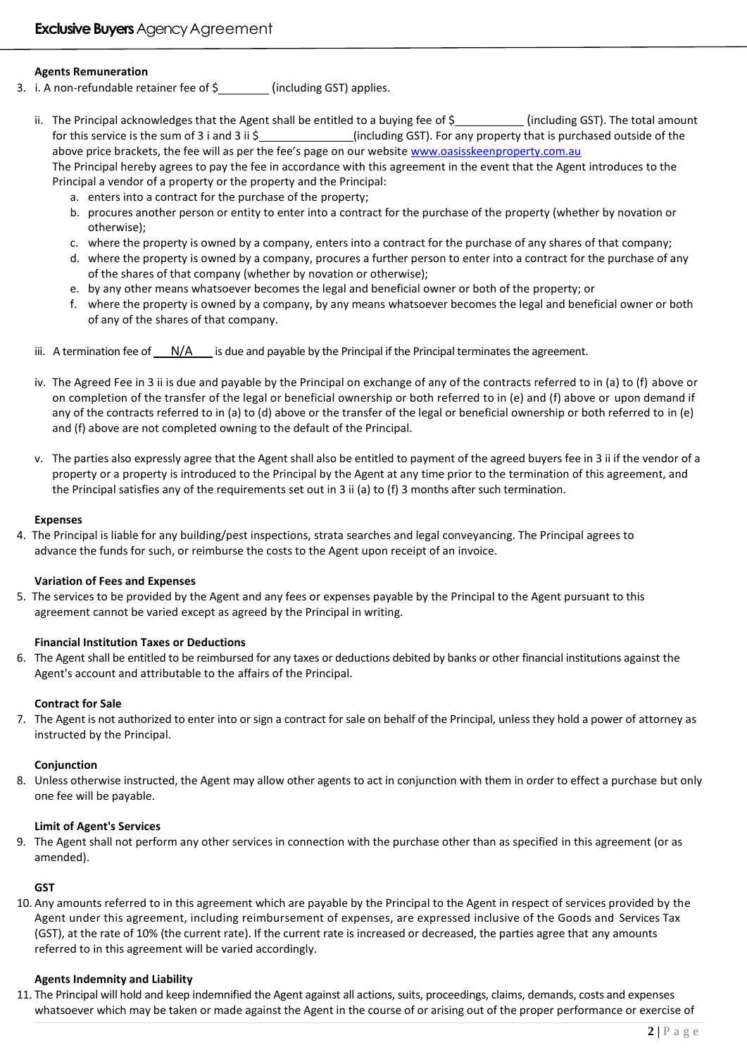**Exclusive Buyers** Agency Agreement

**Agents Remuneration**

3. i. A non-refundable retainer fee of $________ (including GST) applies.

   ii. The Principal acknowledges that the Agent shall be entitled to a buying fee of $___________ (including GST). The total amount for this service is the sum of 3 i and 3 ii $_______________(including GST). For any property that is purchased outside of the above price brackets, the fee will as per the fee's page on our website www.oasisskeenproperty.com.au
   The Principal hereby agrees to pay the fee in accordance with this agreement in the event that the Agent introduces to the Principal a vendor of a property or the property and the Principal:

   a. enters into a contract for the purchase of the property;
   b. procures another person or entity to enter into a contract for the purchase of the property (whether by novation or otherwise);
   c. where the property is owned by a company, enters into a contract for the purchase of any shares of that company;
   d. where the property is owned by a company, procures a further person to enter into a contract for the purchase of any of the shares of that company (whether by novation or otherwise);
   e. by any other means whatsoever becomes the legal and beneficial owner or both of the property; or
   f. where the property is owned by a company, by any means whatsoever becomes the legal and beneficial owner or both of any of the shares of that company.

   iii. A termination fee of ___N/A___ is due and payable by the Principal if the Principal terminates the agreement.

   iv. The Agreed Fee in 3 ii is due and payable by the Principal on exchange of any of the contracts referred to in (a) to (f) above or on completion of the transfer of the legal or beneficial ownership or both referred to in (e) and (f) above or upon demand if any of the contracts referred to in (a) to (d) above or the transfer of the legal or beneficial ownership or both referred to in (e) and (f) above are not completed owning to the default of the Principal.

   v. The parties also expressly agree that the Agent shall also be entitled to payment of the agreed buyers fee in 3 ii if the vendor of a property or a property is introduced to the Principal by the Agent at any time prior to the termination of this agreement, and the Principal satisfies any of the requirements set out in 3 ii (a) to (f) 3 months after such termination.

**Expenses**

4. The Principal is liable for any building/pest inspections, strata searches and legal conveyancing. The Principal agrees to advance the funds for such, or reimburse the costs to the Agent upon receipt of an invoice.

**Variation of Fees and Expenses**

5. The services to be provided by the Agent and any fees or expenses payable by the Principal to the Agent pursuant to this agreement cannot be varied except as agreed by the Principal in writing.

**Financial Institution Taxes or Deductions**

6. The Agent shall be entitled to be reimbursed for any taxes or deductions debited by banks or other financial institutions against the Agent's account and attributable to the affairs of the Principal.

**Contract for Sale**

7. The Agent is not authorized to enter into or sign a contract for sale on behalf of the Principal, unless they hold a power of attorney as instructed by the Principal.

**Conjunction**

8. Unless otherwise instructed, the Agent may allow other agents to act in conjunction with them in order to effect a purchase but only one fee will be payable.

**Limit of Agent's Services**

9. The Agent shall not perform any other services in connection with the purchase other than as specified in this agreement (or as amended).

**GST**

10. Any amounts referred to in this agreement which are payable by the Principal to the Agent in respect of services provided by the Agent under this agreement, including reimbursement of expenses, are expressed inclusive of the Goods and Services Tax (GST), at the rate of 10% (the current rate). If the current rate is increased or decreased, the parties agree that any amounts referred to in this agreement will be varied accordingly.

**Agents Indemnity and Liability**

11. The Principal will hold and keep indemnified the Agent against all actions, suits, proceedings, claims, demands, costs and expenses whatsoever which may be taken or made against the Agent in the course of or arising out of the proper performance or exercise of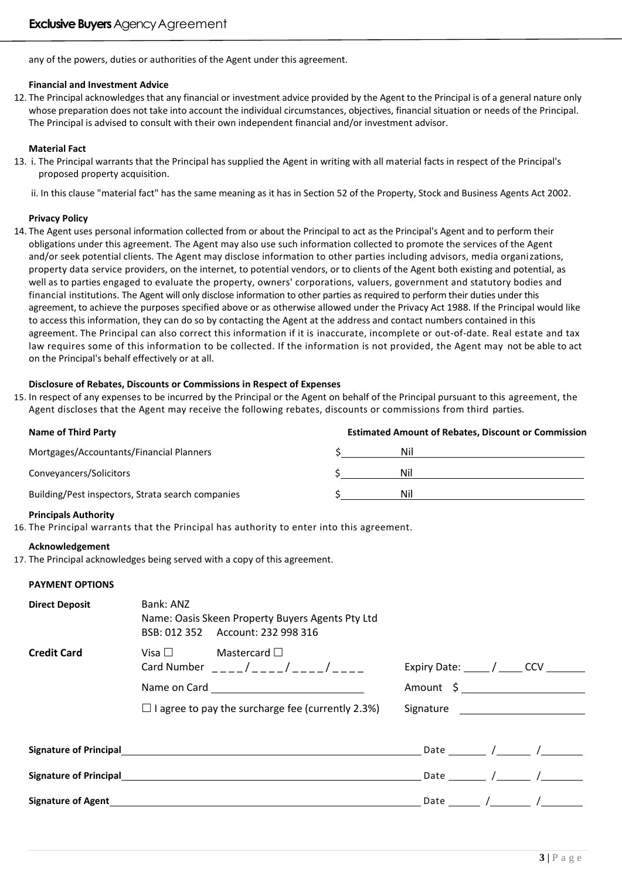any of the powers, duties or authorities of the Agent under this agreement.

**Financial and Investment Advice**

12. The Principal acknowledges that any financial or investment advice provided by the Agent to the Principal is of a general nature only whose preparation does not take into account the individual circumstances, objectives, financial situation or needs of the Principal. The Principal is advised to consult with their own independent financial and/or investment advisor.

**Material Fact**

13. i. The Principal warrants that the Principal has supplied the Agent in writing with all material facts in respect of the Principal's proposed property acquisition.

 ii. In this clause "material fact" has the same meaning as it has in Section 52 of the Property, Stock and Business Agents Act 2002.

**Privacy Policy**

14. The Agent uses personal information collected from or about the Principal to act as the Principal's Agent and to perform their obligations under this agreement. The Agent may also use such information collected to promote the services of the Agent and/or seek potential clients. The Agent may disclose information to other parties including advisors, media organizations, property data service providers, on the internet, to potential vendors, or to clients of the Agent both existing and potential, as well as to parties engaged to evaluate the property, owners' corporations, valuers, government and statutory bodies and financial institutions. The Agent will only disclose information to other parties as required to perform their duties under this agreement, to achieve the purposes specified above or as otherwise allowed under the Privacy Act 1988. If the Principal would like to access this information, they can do so by contacting the Agent at the address and contact numbers contained in this agreement. The Principal can also correct this information if it is inaccurate, incomplete or out-of-date. Real estate and tax law requires some of this information to be collected. If the information is not provided, the Agent may not be able to act on the Principal's behalf effectively or at all.

**Disclosure of Rebates, Discounts or Commissions in Respect of Expenses**

15. In respect of any expenses to be incurred by the Principal or the Agent on behalf of the Principal pursuant to this agreement, the Agent discloses that the Agent may receive the following rebates, discounts or commissions from third parties.

| Name of Third Party | Estimated Amount of Rebates, Discount or Commission |
|---|---|
| Mortgages/Accountants/Financial Planners | $ Nil |
| Conveyancers/Solicitors | $ Nil |
| Building/Pest inspectors, Strata search companies | $ Nil |

**Principals Authority**

16. The Principal warrants that the Principal has authority to enter into this agreement.

**Acknowledgement**

17. The Principal acknowledges being served with a copy of this agreement.

**PAYMENT OPTIONS**

**Direct Deposit**
Bank: ANZ
Name: Oasis Skeen Property Buyers Agents Pty Ltd
BSB: 012 352 Account: 232 998 316

**Credit Card**
Visa ☐ Mastercard ☐
Card Number ____/____/____/____ Expiry Date: ____ / ____ CCV ______
Name on Card ____________________ Amount $ ____________________
☐ I agree to pay the surcharge fee (currently 2.3%) Signature ____________________

**Signature of Principal** ______________________________ Date ______ / ______ / ______

**Signature of Principal** ______________________________ Date ______ / ______ / ______

**Signature of Agent** ______________________________ Date ______ / ______ / ______